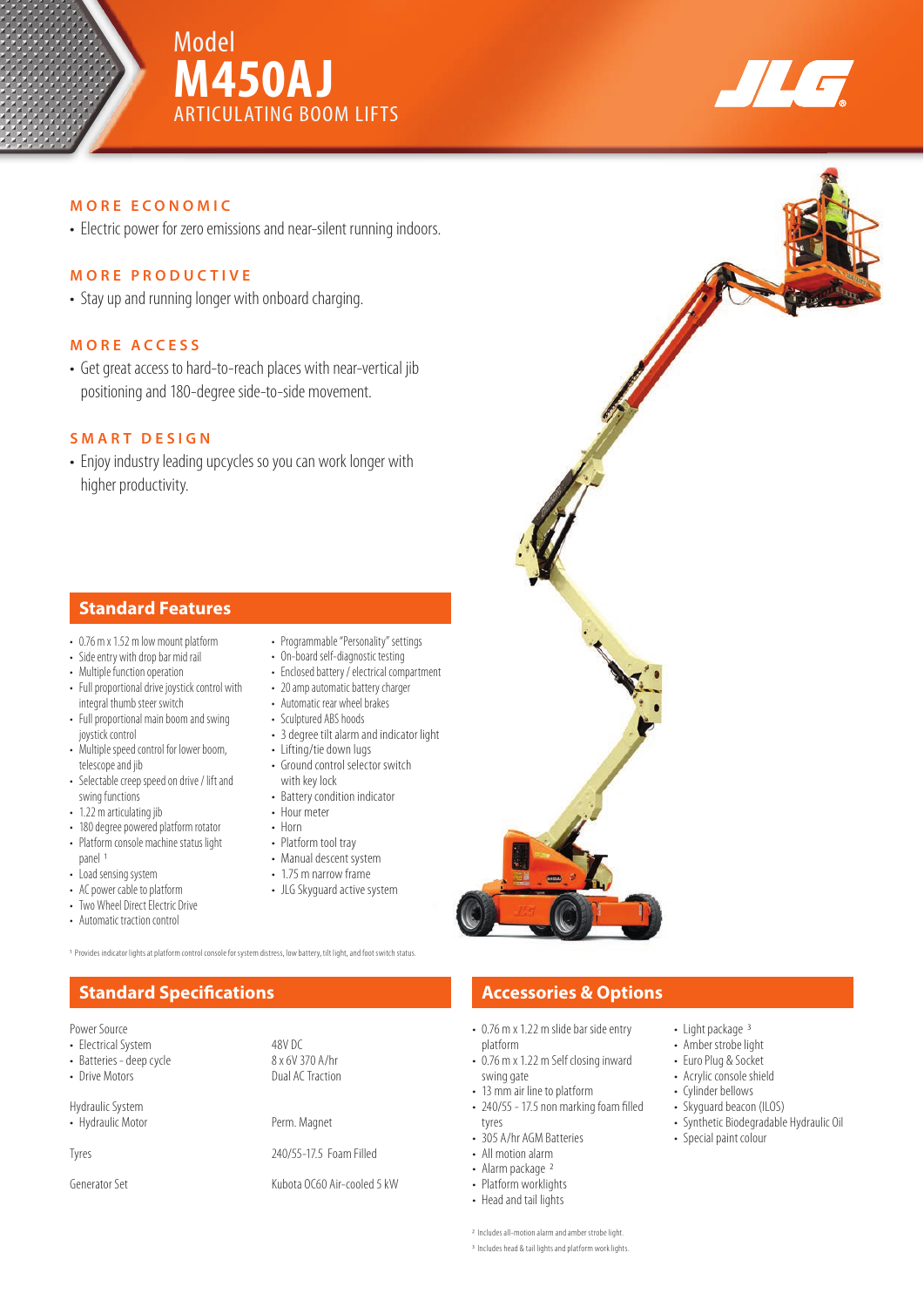# Model M450AJ

ARTICULATING BOOM LIFTS

### MORE ECONOMIC

- Electric power for zero emissions and near-silent running indoors.

### MORE PRODUCTIVE

- Stay up and running longer with onboard charging.

### MORE ACCESS

- Get great access to hard-to-reach places with near-vertical jib positioning and 180-degree side-to-side movement.

### SMART DESIGN

- Enjoy industry leading upcycles so you can work longer with higher productivity.

## Standard Features

- 0.76 m x 1.52 m low mount platform
- Side entry with drop bar mid rail
- Multiple function operation
- Full proportional drive joystick control with integral thumb steer switch
- Full proportional main boom and swing joystick control
- Multiple speed control for lower boom, telescope and jib
- Selectable creep speed on drive / lift and swing functions
- 1.22 m articulating jib
- 180 degree powered platform rotator
- Platform console machine status light panel [1]
- Load sensing system
- AC power cable to platform
- Two Wheel Direct Electric Drive
- Automatic traction control
- Programmable "Personality" settings
- On-board self-diagnostic testing
- Enclosed battery / electrical compartment
- 20 amp automatic battery charger
- Automatic rear wheel brakes
- Sculptured ABS hoods
- 3 degree tilt alarm and indicator light
- Lifting/tie down lugs
- Ground control selector switch with key lock
- Battery condition indicator
- Hour meter
- Horn
- Platform tool tray
- Manual descent system
- 1.75 m narrow frame
- JLG Skyguard active system

[1] Provides indicator lights at platform control console for system distress, low battery, tilt light, and foot switch status.

## Standard Specifications

| | |
|---|---|
| Power Source | |
| • Electrical System | 48V DC |
| • Batteries - deep cycle | 8 x 6V 370 A/hr |
| • Drive Motors | Dual AC Traction |
| Hydraulic System | |
| • Hydraulic Motor | Perm. Magnet |
| Tyres | 240/55-17.5 Foam Filled |
| Generator Set | Kubota OC60 Air-cooled 5 kW |

## Accessories & Options

- 0.76 m x 1.22 m slide bar side entry platform
- 0.76 m x 1.22 m Self closing inward swing gate
- 13 mm air line to platform
- 240/55 - 17.5 non marking foam filled tyres
- 305 A/hr AGM Batteries
- All motion alarm
- Alarm package [2]
- Platform worklights
- Head and tail lights
- Light package [3]
- Amber strobe light
- Euro Plug & Socket
- Acrylic console shield
- Cylinder bellows
- Skyguard beacon (ILOS)
- Synthetic Biodegradable Hydraulic Oil
- Special paint colour

[2] Includes all-motion alarm and amber strobe light.

[3] Includes head & tail lights and platform work lights.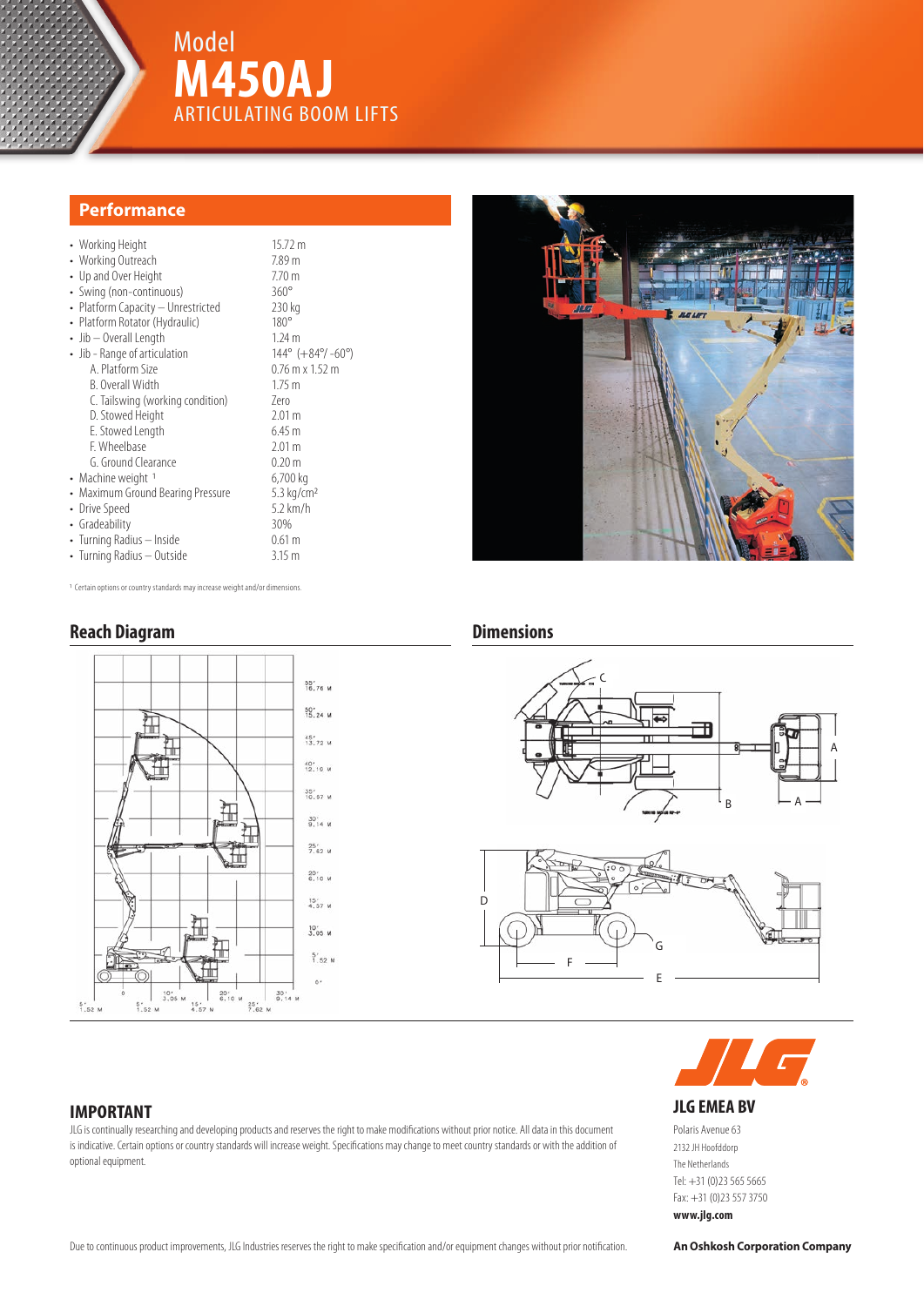# Model

# M450AJ

ARTICULATING BOOM LIFTS

## Performance

| | |
|---|---|
| • Working Height | 15.72 m |
| • Working Outreach | 7.89 m |
| • Up and Over Height | 7.70 m |
| • Swing (non-continuous) | 360° |
| • Platform Capacity – Unrestricted | 230 kg |
| • Platform Rotator (Hydraulic) | 180° |
| • Jib – Overall Length | 1.24 m |
| • Jib - Range of articulation | 144° (+84°/ -60°) |
| A. Platform Size | 0.76 m x 1.52 m |
| B. Overall Width | 1.75 m |
| C. Tailswing (working condition) | Zero |
| D. Stowed Height | 2.01 m |
| E. Stowed Length | 6.45 m |
| F. Wheelbase | 2.01 m |
| G. Ground Clearance | 0.20 m |
| • Machine weight [1] | 6,700 kg |
| • Maximum Ground Bearing Pressure | 5.3 kg/cm² |
| • Drive Speed | 5.2 km/h |
| • Gradeability | 30% |
| • Turning Radius – Inside | 0.61 m |
| • Turning Radius – Outside | 3.15 m |

[1] Certain options or country standards may increase weight and/or dimensions.

## Reach Diagram

55' 16.76 M
50' 15.24 M
45' 13.72 M
40' 12.19 M
35' 10.67 M
30' 9.14 M
25' 7.62 M
20' 6.10 M
15' 4.57 M
10' 3.05 M
5' 1.52 M
0'

5' 1.52 M
0
5' 1.52 M
10' 3.05 M
15' 4.57 M
20' 6.10 M
25' 7.62 M
30' 9.14 M

## Dimensions

C
A
B
A
D
G
F
E

## IMPORTANT

JLG is continually researching and developing products and reserves the right to make modifications without prior notice. All data in this document is indicative. Certain options or country standards will increase weight. Specifications may change to meet country standards or with the addition of optional equipment.

**JLG EMEA BV**

Polaris Avenue 63
2132 JH Hoofddorp
The Netherlands
Tel: +31 (0)23 565 5665
Fax: +31 (0)23 557 3750
**www.jlg.com**

Due to continuous product improvements, JLG Industries reserves the right to make specification and/or equipment changes without prior notification.

**An Oshkosh Corporation Company**